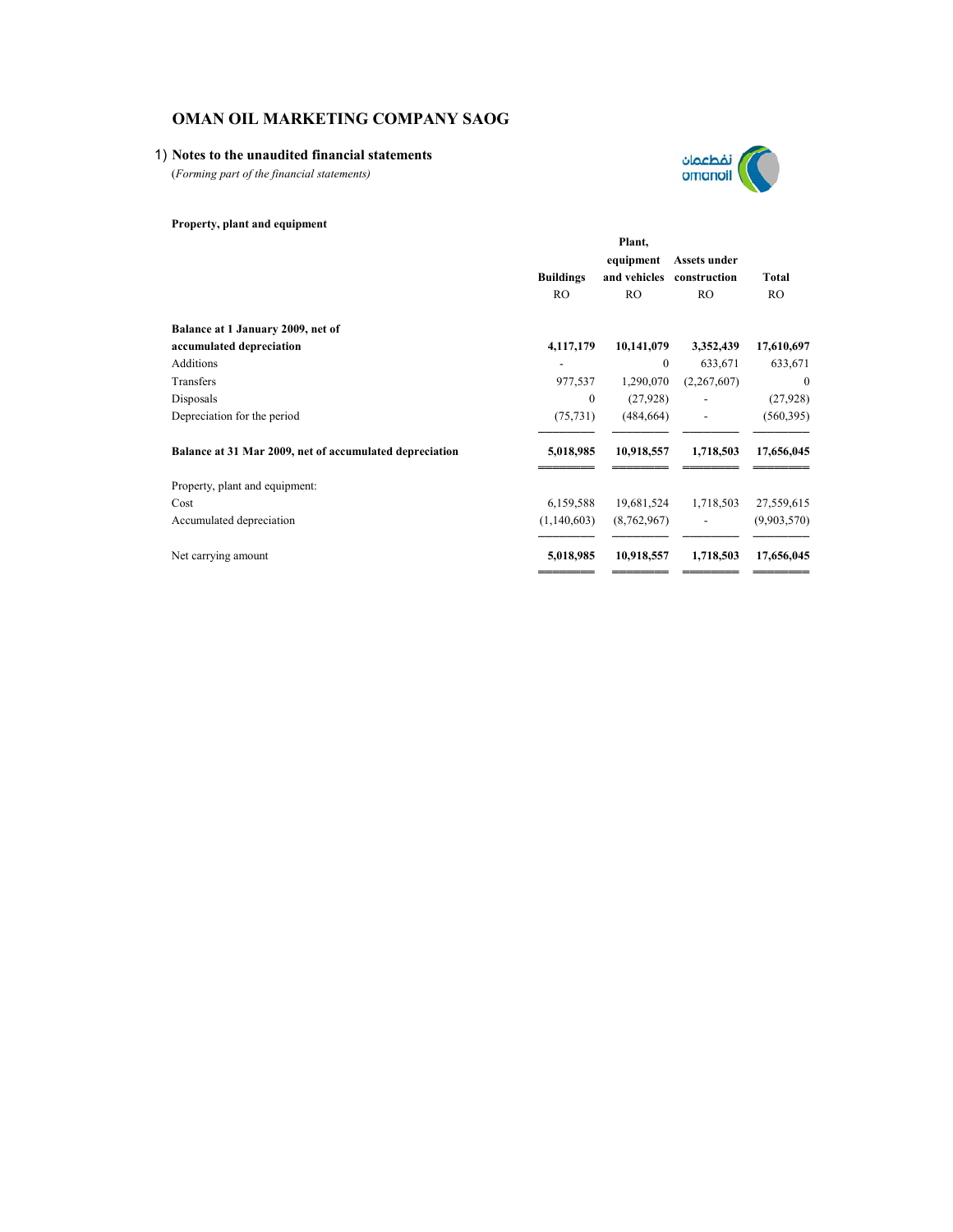# OMAN OIL MARKETING COMPANY SAOG

## 1) Notes to the unaudited financial statements

*(Forming part of the financial statements)*

### Property, plant and equipment

| | Buildings | Plant, equipment and vehicles | Assets under construction | Total |
|---|---|---|---|---|
| | RO | RO | RO | RO |
| **Balance at 1 January 2009, net of accumulated depreciation** | **4,117,179** | **10,141,079** | **3,352,439** | **17,610,697** |
| Additions | - | 0 | 633,671 | 633,671 |
| Transfers | 977,537 | 1,290,070 | (2,267,607) | 0 |
| Disposals | 0 | (27,928) | - | (27,928) |
| Depreciation for the period | (75,731) | (484,664) | - | (560,395) |
| **Balance at 31 Mar 2009, net of accumulated depreciation** | **5,018,985** | **10,918,557** | **1,718,503** | **17,656,045** |
| Property, plant and equipment: | | | | |
| Cost | 6,159,588 | 19,681,524 | 1,718,503 | 27,559,615 |
| Accumulated depreciation | (1,140,603) | (8,762,967) | - | (9,903,570) |
| Net carrying amount | **5,018,985** | **10,918,557** | **1,718,503** | **17,656,045** |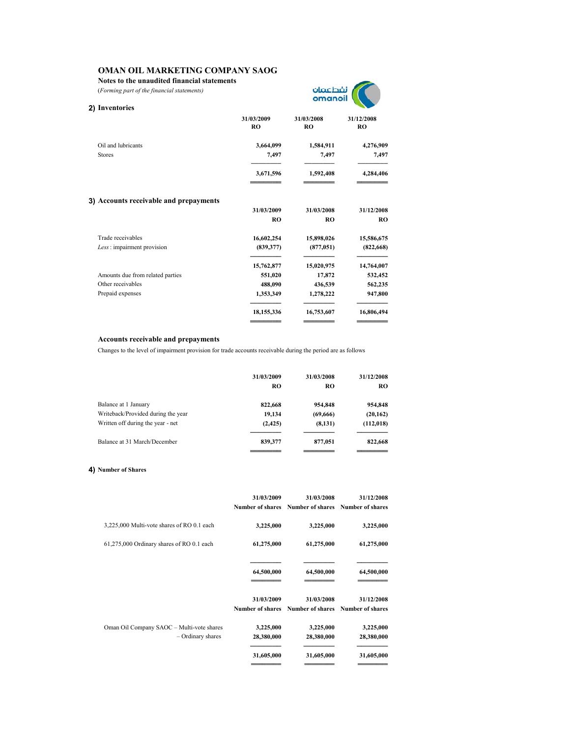# OMAN OIL MARKETING COMPANY SAOG

**Notes to the unaudited financial statements**

*(Forming part of the financial statements)*

## 2) Inventories

| | 31/03/2009 RO | 31/03/2008 RO | 31/12/2008 RO |
|---|---|---|---|
| Oil and lubricants | 3,664,099 | 1,584,911 | 4,276,909 |
| Stores | 7,497 | 7,497 | 7,497 |
| | 3,671,596 | 1,592,408 | 4,284,406 |

## 3) Accounts receivable and prepayments

| | 31/03/2009 RO | 31/03/2008 RO | 31/12/2008 RO |
|---|---|---|---|
| Trade receivables | 16,602,254 | 15,898,026 | 15,586,675 |
| *Less* : impairment provision | (839,377) | (877,051) | (822,668) |
| | 15,762,877 | 15,020,975 | 14,764,007 |
| Amounts due from related parties | 551,020 | 17,872 | 532,452 |
| Other receivables | 488,090 | 436,539 | 562,235 |
| Prepaid expenses | 1,353,349 | 1,278,222 | 947,800 |
| | 18,155,336 | 16,753,607 | 16,806,494 |

### Accounts receivable and prepayments

Changes to the level of impairment provision for trade accounts receivable during the period are as follows

| | 31/03/2009 RO | 31/03/2008 RO | 31/12/2008 RO |
|---|---|---|---|
| Balance at 1 January | 822,668 | 954,848 | 954,848 |
| Writeback/Provided during the year | 19,134 | (69,666) | (20,162) |
| Written off during the year - net | (2,425) | (8,131) | (112,018) |
| Balance at 31 March/December | 839,377 | 877,051 | 822,668 |

## 4) Number of Shares

| | 31/03/2009 Number of shares | 31/03/2008 Number of shares | 31/12/2008 Number of shares |
|---|---|---|---|
| 3,225,000 Multi-vote shares of RO 0.1 each | 3,225,000 | 3,225,000 | 3,225,000 |
| 61,275,000 Ordinary shares of RO 0.1 each | 61,275,000 | 61,275,000 | 61,275,000 |
| | 64,500,000 | 64,500,000 | 64,500,000 |

| | 31/03/2009 Number of shares | 31/03/2008 Number of shares | 31/12/2008 Number of shares |
|---|---|---|---|
| Oman Oil Company SAOC – Multi-vote shares | 3,225,000 | 3,225,000 | 3,225,000 |
| – Ordinary shares | 28,380,000 | 28,380,000 | 28,380,000 |
| | 31,605,000 | 31,605,000 | 31,605,000 |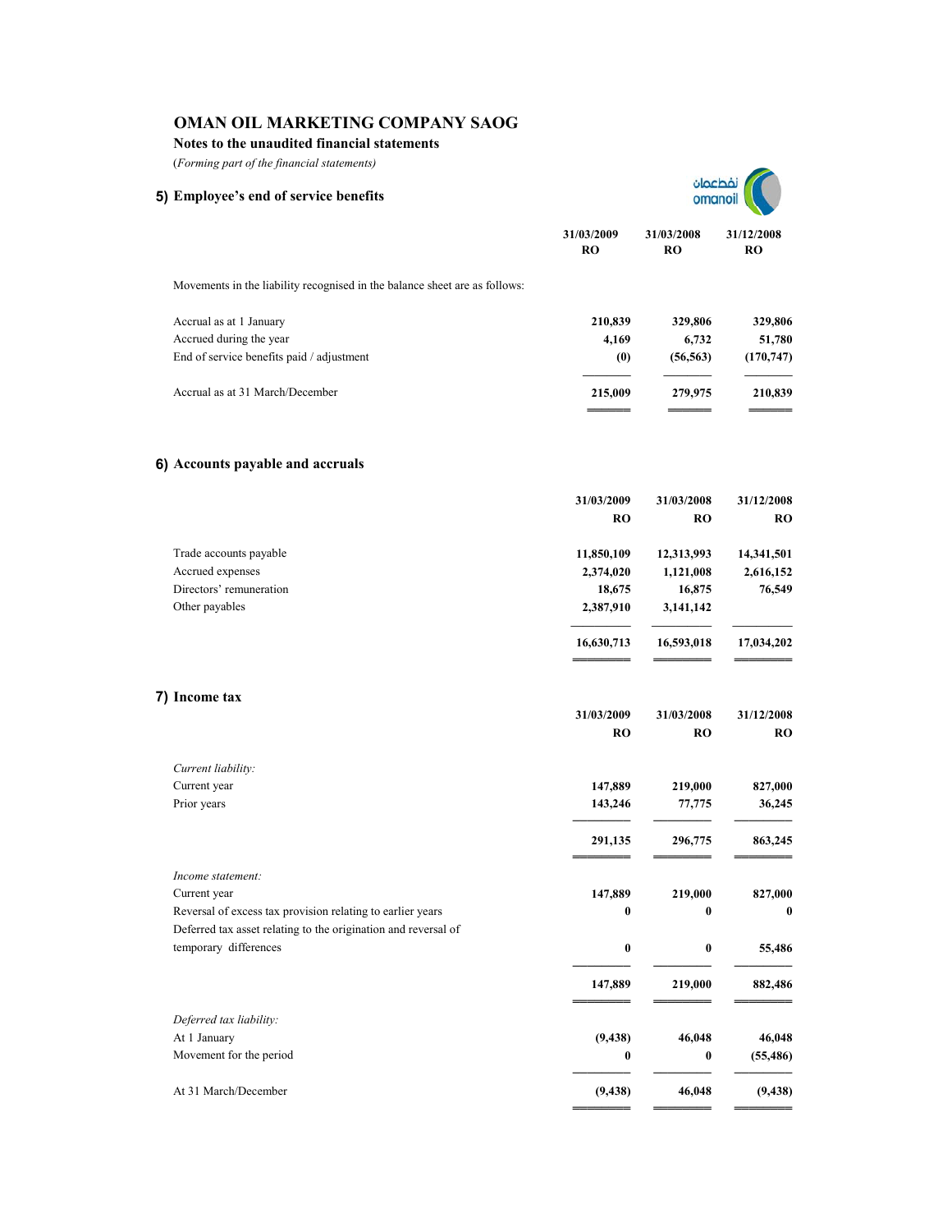# OMAN OIL MARKETING COMPANY SAOG

**Notes to the unaudited financial statements**

(*Forming part of the financial statements)*

## 5) Employee's end of service benefits

| | 31/03/2009 RO | 31/03/2008 RO | 31/12/2008 RO |
|---|---|---|---|
| Movements in the liability recognised in the balance sheet are as follows: | | | |
| Accrual as at 1 January | **210,839** | **329,806** | **329,806** |
| Accrued during the year | **4,169** | **6,732** | **51,780** |
| End of service benefits paid / adjustment | **(0)** | **(56,563)** | **(170,747)** |
| Accrual as at 31 March/December | **215,009** | **279,975** | **210,839** |

## 6) Accounts payable and accruals

| | 31/03/2009 RO | 31/03/2008 RO | 31/12/2008 RO |
|---|---|---|---|
| Trade accounts payable | **11,850,109** | **12,313,993** | **14,341,501** |
| Accrued expenses | **2,374,020** | **1,121,008** | **2,616,152** |
| Directors' remuneration | **18,675** | **16,875** | **76,549** |
| Other payables | **2,387,910** | **3,141,142** | |
| | **16,630,713** | **16,593,018** | **17,034,202** |

## 7) Income tax

| | 31/03/2009 RO | 31/03/2008 RO | 31/12/2008 RO |
|---|---|---|---|
| *Current liability:* | | | |
| Current year | **147,889** | **219,000** | **827,000** |
| Prior years | **143,246** | **77,775** | **36,245** |
| | **291,135** | **296,775** | **863,245** |
| *Income statement:* | | | |
| Current year | **147,889** | **219,000** | **827,000** |
| Reversal of excess tax provision relating to earlier years | **0** | **0** | **0** |
| Deferred tax asset relating to the origination and reversal of temporary differences | **0** | **0** | **55,486** |
| | **147,889** | **219,000** | **882,486** |
| *Deferred tax liability:* | | | |
| At 1 January | **(9,438)** | **46,048** | **46,048** |
| Movement for the period | **0** | **0** | **(55,486)** |
| At 31 March/December | **(9,438)** | **46,048** | **(9,438)** |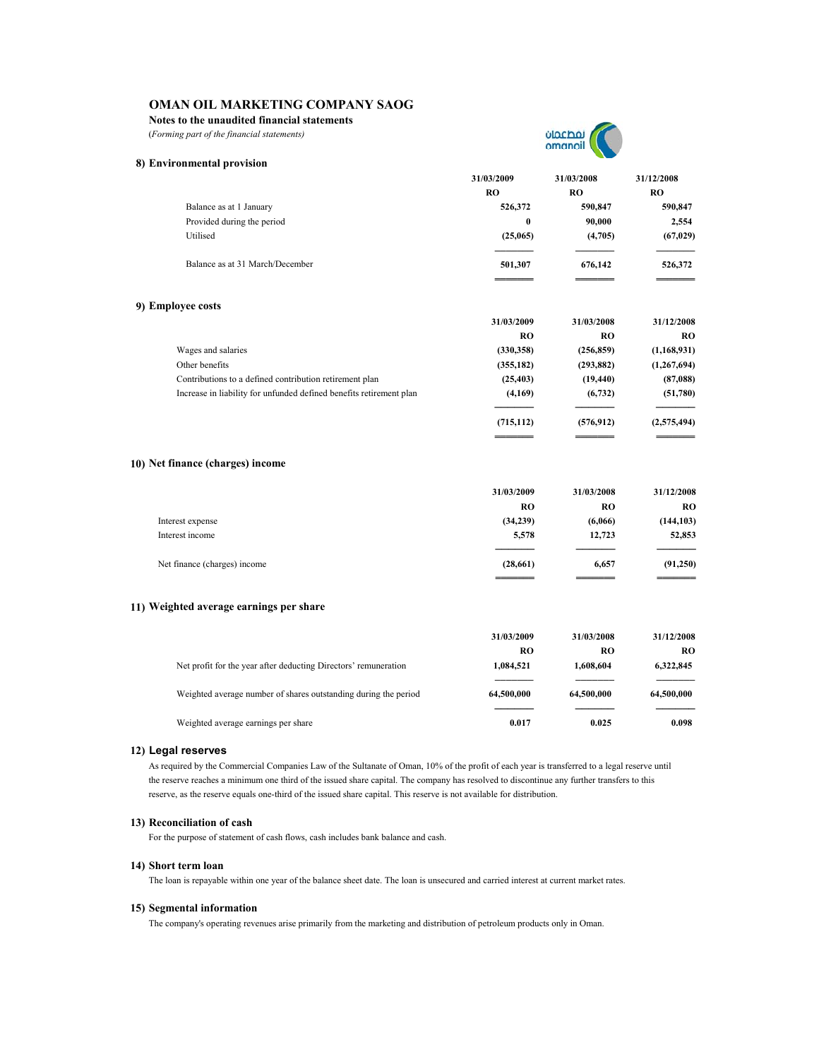# OMAN OIL MARKETING COMPANY SAOG

**Notes to the unaudited financial statements**

*(Forming part of the financial statements)*

## 8) Environmental provision

| | 31/03/2009 | 31/03/2008 | 31/12/2008 |
|---|---|---|---|
| | RO | RO | RO |
| Balance as at 1 January | 526,372 | 590,847 | 590,847 |
| Provided during the period | 0 | 90,000 | 2,554 |
| Utilised | (25,065) | (4,705) | (67,029) |
| Balance as at 31 March/December | 501,307 | 676,142 | 526,372 |

## 9) Employee costs

| | 31/03/2009 | 31/03/2008 | 31/12/2008 |
|---|---|---|---|
| | RO | RO | RO |
| Wages and salaries | (330,358) | (256,859) | (1,168,931) |
| Other benefits | (355,182) | (293,882) | (1,267,694) |
| Contributions to a defined contribution retirement plan | (25,403) | (19,440) | (87,088) |
| Increase in liability for unfunded defined benefits retirement plan | (4,169) | (6,732) | (51,780) |
| | (715,112) | (576,912) | (2,575,494) |

## 10) Net finance (charges) income

| | 31/03/2009 | 31/03/2008 | 31/12/2008 |
|---|---|---|---|
| | RO | RO | RO |
| Interest expense | (34,239) | (6,066) | (144,103) |
| Interest income | 5,578 | 12,723 | 52,853 |
| Net finance (charges) income | (28,661) | 6,657 | (91,250) |

## 11) Weighted average earnings per share

| | 31/03/2009 | 31/03/2008 | 31/12/2008 |
|---|---|---|---|
| | RO | RO | RO |
| Net profit for the year after deducting Directors' remuneration | 1,084,521 | 1,608,604 | 6,322,845 |
| Weighted average number of shares outstanding during the period | 64,500,000 | 64,500,000 | 64,500,000 |
| Weighted average earnings per share | 0.017 | 0.025 | 0.098 |

## 12) Legal reserves

As required by the Commercial Companies Law of the Sultanate of Oman, 10% of the profit of each year is transferred to a legal reserve until the reserve reaches a minimum one third of the issued share capital. The company has resolved to discontinue any further transfers to this reserve, as the reserve equals one-third of the issued share capital. This reserve is not available for distribution.

## 13) Reconciliation of cash

For the purpose of statement of cash flows, cash includes bank balance and cash.

## 14) Short term loan

The loan is repayable within one year of the balance sheet date. The loan is unsecured and carried interest at current market rates.

## 15) Segmental information

The company's operating revenues arise primarily from the marketing and distribution of petroleum products only in Oman.